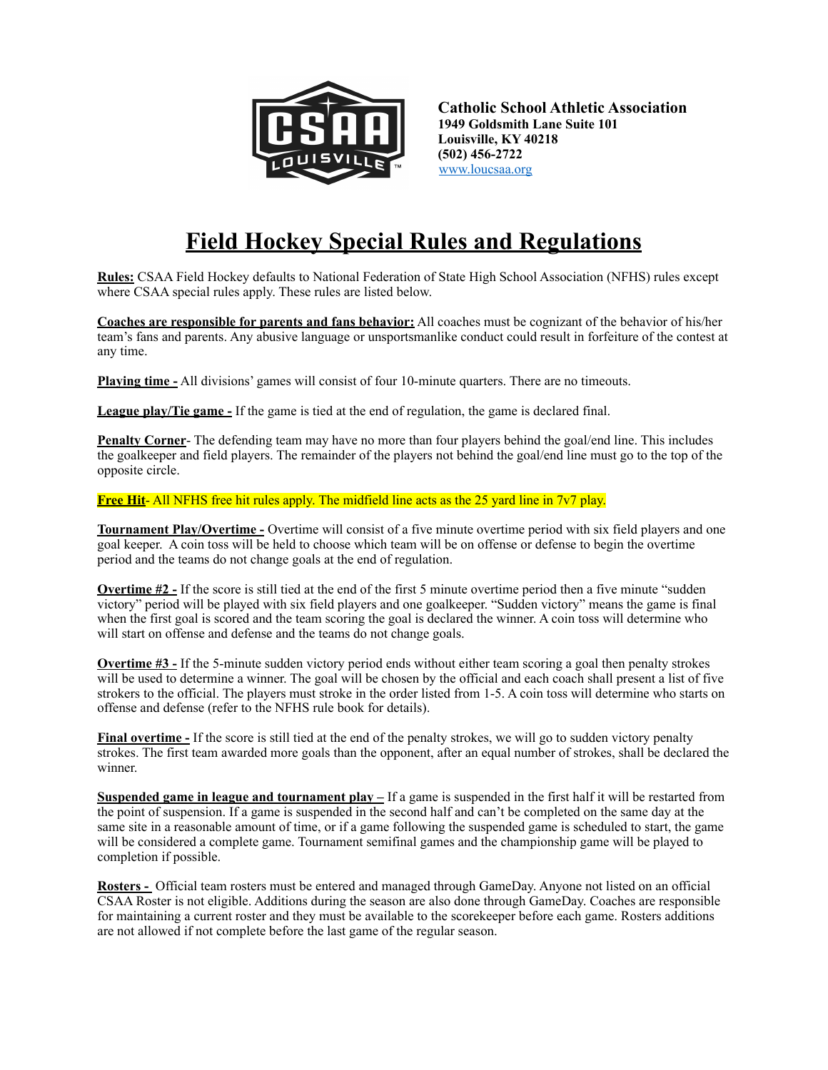**Catholic School Athletic Association**
**1949 Goldsmith Lane Suite 101**
**Louisville, KY 40218**
**(502) 456-2722**
[www.loucsaa.org](http://www.loucsaa.org)

# Field Hockey Special Rules and Regulations

**Rules:** CSAA Field Hockey defaults to National Federation of State High School Association (NFHS) rules except where CSAA special rules apply. These rules are listed below.

**Coaches are responsible for parents and fans behavior:** All coaches must be cognizant of the behavior of his/her team's fans and parents. Any abusive language or unsportsmanlike conduct could result in forfeiture of the contest at any time.

**Playing time -** All divisions' games will consist of four 10-minute quarters. There are no timeouts.

**League play/Tie game -** If the game is tied at the end of regulation, the game is declared final.

**Penalty Corner**- The defending team may have no more than four players behind the goal/end line. This includes the goalkeeper and field players. The remainder of the players not behind the goal/end line must go to the top of the opposite circle.

**Free Hit**- All NFHS free hit rules apply. The midfield line acts as the 25 yard line in 7v7 play.

**Tournament Play/Overtime -** Overtime will consist of a five minute overtime period with six field players and one goal keeper. A coin toss will be held to choose which team will be on offense or defense to begin the overtime period and the teams do not change goals at the end of regulation.

**Overtime #2 -** If the score is still tied at the end of the first 5 minute overtime period then a five minute "sudden victory" period will be played with six field players and one goalkeeper. "Sudden victory" means the game is final when the first goal is scored and the team scoring the goal is declared the winner. A coin toss will determine who will start on offense and defense and the teams do not change goals.

**Overtime #3 -** If the 5-minute sudden victory period ends without either team scoring a goal then penalty strokes will be used to determine a winner. The goal will be chosen by the official and each coach shall present a list of five strokers to the official. The players must stroke in the order listed from 1-5. A coin toss will determine who starts on offense and defense (refer to the NFHS rule book for details).

**Final overtime -** If the score is still tied at the end of the penalty strokes, we will go to sudden victory penalty strokes. The first team awarded more goals than the opponent, after an equal number of strokes, shall be declared the winner.

**Suspended game in league and tournament play –** If a game is suspended in the first half it will be restarted from the point of suspension. If a game is suspended in the second half and can't be completed on the same day at the same site in a reasonable amount of time, or if a game following the suspended game is scheduled to start, the game will be considered a complete game. Tournament semifinal games and the championship game will be played to completion if possible.

**Rosters -** Official team rosters must be entered and managed through GameDay. Anyone not listed on an official CSAA Roster is not eligible. Additions during the season are also done through GameDay. Coaches are responsible for maintaining a current roster and they must be available to the scorekeeper before each game. Rosters additions are not allowed if not complete before the last game of the regular season.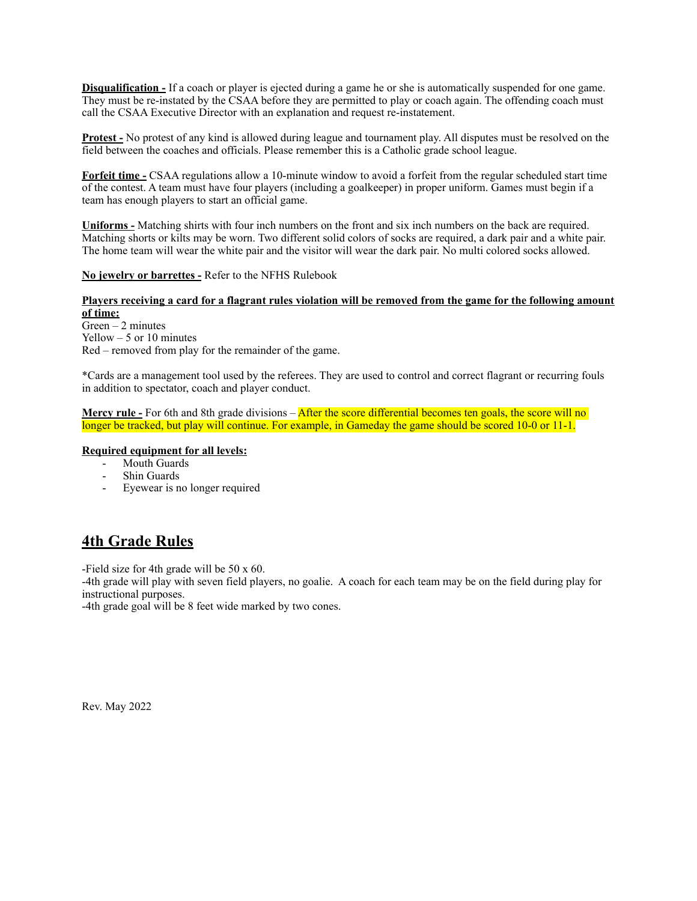**Disqualification -** If a coach or player is ejected during a game he or she is automatically suspended for one game. They must be re-instated by the CSAA before they are permitted to play or coach again. The offending coach must call the CSAA Executive Director with an explanation and request re-instatement.

**Protest -** No protest of any kind is allowed during league and tournament play. All disputes must be resolved on the field between the coaches and officials. Please remember this is a Catholic grade school league.

**Forfeit time -** CSAA regulations allow a 10-minute window to avoid a forfeit from the regular scheduled start time of the contest. A team must have four players (including a goalkeeper) in proper uniform. Games must begin if a team has enough players to start an official game.

**Uniforms -** Matching shirts with four inch numbers on the front and six inch numbers on the back are required. Matching shorts or kilts may be worn. Two different solid colors of socks are required, a dark pair and a white pair. The home team will wear the white pair and the visitor will wear the dark pair. No multi colored socks allowed.

**No jewelry or barrettes -** Refer to the NFHS Rulebook

**Players receiving a card for a flagrant rules violation will be removed from the game for the following amount of time:**

Green – 2 minutes
Yellow – 5 or 10 minutes
Red – removed from play for the remainder of the game.

*Cards are a management tool used by the referees. They are used to control and correct flagrant or recurring fouls in addition to spectator, coach and player conduct.

**Mercy rule -** For 6th and 8th grade divisions – After the score differential becomes ten goals, the score will no longer be tracked, but play will continue. For example, in Gameday the game should be scored 10-0 or 11-1.

**Required equipment for all levels:**

- Mouth Guards
- Shin Guards
- Eyewear is no longer required

## 4th Grade Rules

-Field size for 4th grade will be 50 x 60.
-4th grade will play with seven field players, no goalie. A coach for each team may be on the field during play for instructional purposes.
-4th grade goal will be 8 feet wide marked by two cones.

Rev. May 2022